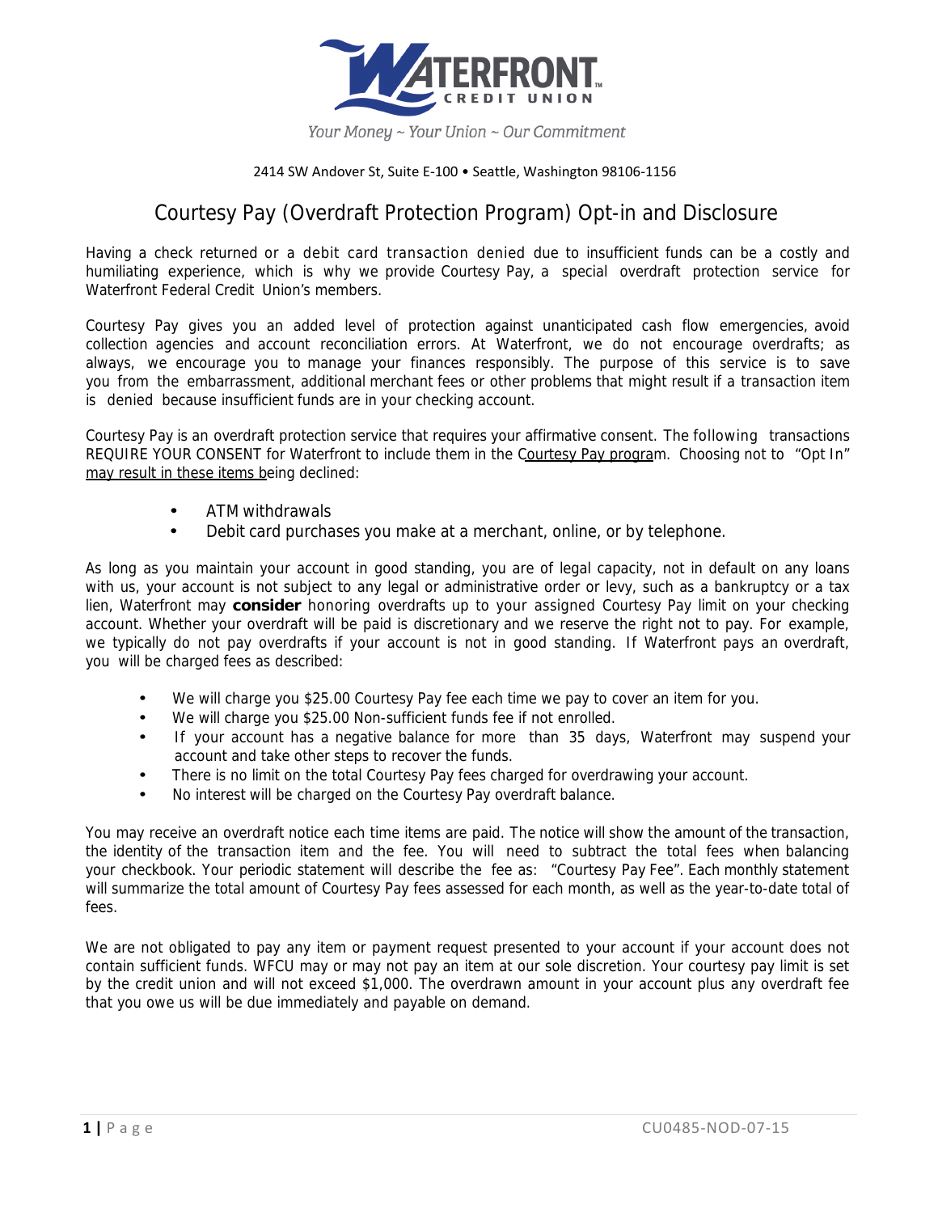WATERFRONT CREDIT UNION

*Your Money ~ Your Union ~ Our Commitment*

2414 SW Andover St, Suite E-100 • Seattle, Washington 98106-1156

# Courtesy Pay (Overdraft Protection Program) Opt-in and Disclosure

Having a check returned or a debit card transaction denied due to insufficient funds can be a costly and humiliating experience, which is why we provide Courtesy Pay, a special overdraft protection service for Waterfront Federal Credit Union's members.

Courtesy Pay gives you an added level of protection against unanticipated cash flow emergencies, avoid collection agencies and account reconciliation errors. At Waterfront, we do not encourage overdrafts; as always, we encourage you to manage your finances responsibly. The purpose of this service is to save you from the embarrassment, additional merchant fees or other problems that might result if a transaction item is denied because insufficient funds are in your checking account.

Courtesy Pay is an overdraft protection service that requires your affirmative consent. The following transactions REQUIRE YOUR CONSENT for Waterfront to include them in the Courtesy Pay program. Choosing not to "Opt In" may result in these items being declined:

- ATM withdrawals
- Debit card purchases you make at a merchant, online, or by telephone.

As long as you maintain your account in good standing, you are of legal capacity, not in default on any loans with us, your account is not subject to any legal or administrative order or levy, such as a bankruptcy or a tax lien, Waterfront may **consider** honoring overdrafts up to your assigned Courtesy Pay limit on your checking account. Whether your overdraft will be paid is discretionary and we reserve the right not to pay. For example, we typically do not pay overdrafts if your account is not in good standing. If Waterfront pays an overdraft, you will be charged fees as described:

- We will charge you $25.00 Courtesy Pay fee each time we pay to cover an item for you.
- We will charge you $25.00 Non-sufficient funds fee if not enrolled.
- If your account has a negative balance for more than 35 days, Waterfront may suspend your account and take other steps to recover the funds.
- There is no limit on the total Courtesy Pay fees charged for overdrawing your account.
- No interest will be charged on the Courtesy Pay overdraft balance.

You may receive an overdraft notice each time items are paid. The notice will show the amount of the transaction, the identity of the transaction item and the fee. You will need to subtract the total fees when balancing your checkbook. Your periodic statement will describe the fee as: "Courtesy Pay Fee". Each monthly statement will summarize the total amount of Courtesy Pay fees assessed for each month, as well as the year-to-date total of fees.

We are not obligated to pay any item or payment request presented to your account if your account does not contain sufficient funds. WFCU may or may not pay an item at our sole discretion. Your courtesy pay limit is set by the credit union and will not exceed $1,000. The overdrawn amount in your account plus any overdraft fee that you owe us will be due immediately and payable on demand.

CU0485-NOD-07-15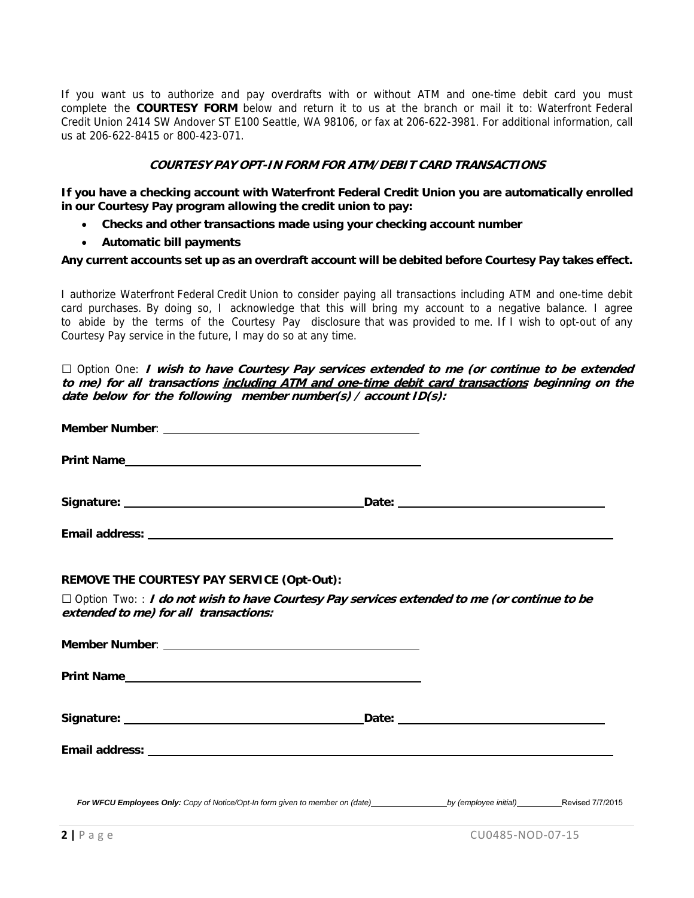If you want us to authorize and pay overdrafts with or without ATM and one-time debit card you must complete the **COURTESY FORM** below and return it to us at the branch or mail it to: Waterfront Federal Credit Union 2414 SW Andover ST E100 Seattle, WA 98106, or fax at 206-622-3981. For additional information, call us at 206-622-8415 or 800-423-071.

### ***COURTESY PAY OPT-IN FORM FOR ATM/DEBIT CARD TRANSACTIONS***

**If you have a checking account with Waterfront Federal Credit Union you are automatically enrolled in our Courtesy Pay program allowing the credit union to pay:**

- **Checks and other transactions made using your checking account number**
- **Automatic bill payments**

**Any current accounts set up as an overdraft account will be debited before Courtesy Pay takes effect.**

I authorize Waterfront Federal Credit Union to consider paying all transactions including ATM and one-time debit card purchases. By doing so, I acknowledge that this will bring my account to a negative balance. I agree to abide by the terms of the Courtesy Pay disclosure that was provided to me. If I wish to opt-out of any Courtesy Pay service in the future, I may do so at any time.

☐ Option One: ***I wish to have Courtesy Pay services extended to me (or continue to be extended to me) for all transactions <u>including ATM and one-time debit card transactions</u> beginning on the date below for the following member number(s) / account ID(s):***

**Member Number**: ______________________________

**Print Name** ______________________________

**Signature:** ______________________________ **Date:** ______________________________

**Email address:** ______________________________

**REMOVE THE COURTESY PAY SERVICE (Opt-Out):**

☐ Option Two: : ***I do not wish to have Courtesy Pay services extended to me (or continue to be extended to me) for all transactions:***

**Member Number**: ______________________________

**Print Name** ______________________________

**Signature:** ______________________________ **Date:** ______________________________

**Email address:** ______________________________

***For WFCU Employees Only:*** *Copy of Notice/Opt-In form given to member on (date)* ____________ *by (employee initial)* ________ Revised 7/7/2015

CU0485-NOD-07-15